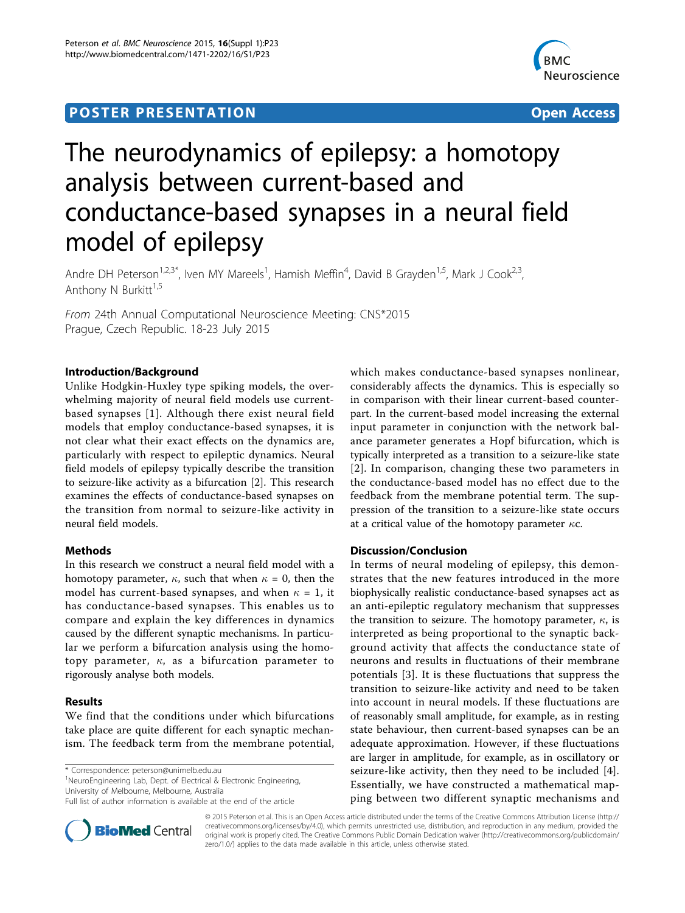**POSTER PRESENTATION** **Open Access**

# The neurodynamics of epilepsy: a homotopy analysis between current-based and conductance-based synapses in a neural field model of epilepsy

Andre DH Peterson[1,2,3*], Iven MY Mareels[1], Hamish Meffin[4], David B Grayden[1,5], Mark J Cook[2,3], Anthony N Burkitt[1,5]

*From* 24th Annual Computational Neuroscience Meeting: CNS*2015
Prague, Czech Republic. 18-23 July 2015

## Introduction/Background

Unlike Hodgkin-Huxley type spiking models, the overwhelming majority of neural field models use current-based synapses [1]. Although there exist neural field models that employ conductance-based synapses, it is not clear what their exact effects on the dynamics are, particularly with respect to epileptic dynamics. Neural field models of epilepsy typically describe the transition to seizure-like activity as a bifurcation [2]. This research examines the effects of conductance-based synapses on the transition from normal to seizure-like activity in neural field models.

## Methods

In this research we construct a neural field model with a homotopy parameter, $\kappa$, such that when $\kappa = 0$, then the model has current-based synapses, and when $\kappa = 1$, it has conductance-based synapses. This enables us to compare and explain the key differences in dynamics caused by the different synaptic mechanisms. In particular we perform a bifurcation analysis using the homotopy parameter, $\kappa$, as a bifurcation parameter to rigorously analyse both models.

## Results

We find that the conditions under which bifurcations take place are quite different for each synaptic mechanism. The feedback term from the membrane potential, which makes conductance-based synapses nonlinear, considerably affects the dynamics. This is especially so in comparison with their linear current-based counterpart. In the current-based model increasing the external input parameter in conjunction with the network balance parameter generates a Hopf bifurcation, which is typically interpreted as a transition to a seizure-like state [2]. In comparison, changing these two parameters in the conductance-based model has no effect due to the feedback from the membrane potential term. The suppression of the transition to a seizure-like state occurs at a critical value of the homotopy parameter $\kappa c$.

## Discussion/Conclusion

In terms of neural modeling of epilepsy, this demonstrates that the new features introduced in the more biophysically realistic conductance-based synapses act as an anti-epileptic regulatory mechanism that suppresses the transition to seizure. The homotopy parameter, $\kappa$, is interpreted as being proportional to the synaptic background activity that affects the conductance state of neurons and results in fluctuations of their membrane potentials [3]. It is these fluctuations that suppress the transition to seizure-like activity and need to be taken into account in neural models. If these fluctuations are of reasonably small amplitude, for example, as in resting state behaviour, then current-based synapses can be an adequate approximation. However, if these fluctuations are larger in amplitude, for example, as in oscillatory or seizure-like activity, then they need to be included [4]. Essentially, we have constructed a mathematical mapping between two different synaptic mechanisms and

\* Correspondence: peterson@unimelb.edu.au
[1]NeuroEngineering Lab, Dept. of Electrical & Electronic Engineering, University of Melbourne, Melbourne, Australia
Full list of author information is available at the end of the article

© 2015 Peterson et al. This is an Open Access article distributed under the terms of the Creative Commons Attribution License (http://creativecommons.org/licenses/by/4.0), which permits unrestricted use, distribution, and reproduction in any medium, provided the original work is properly cited. The Creative Commons Public Domain Dedication waiver (http://creativecommons.org/publicdomain/zero/1.0/) applies to the data made available in this article, unless otherwise stated.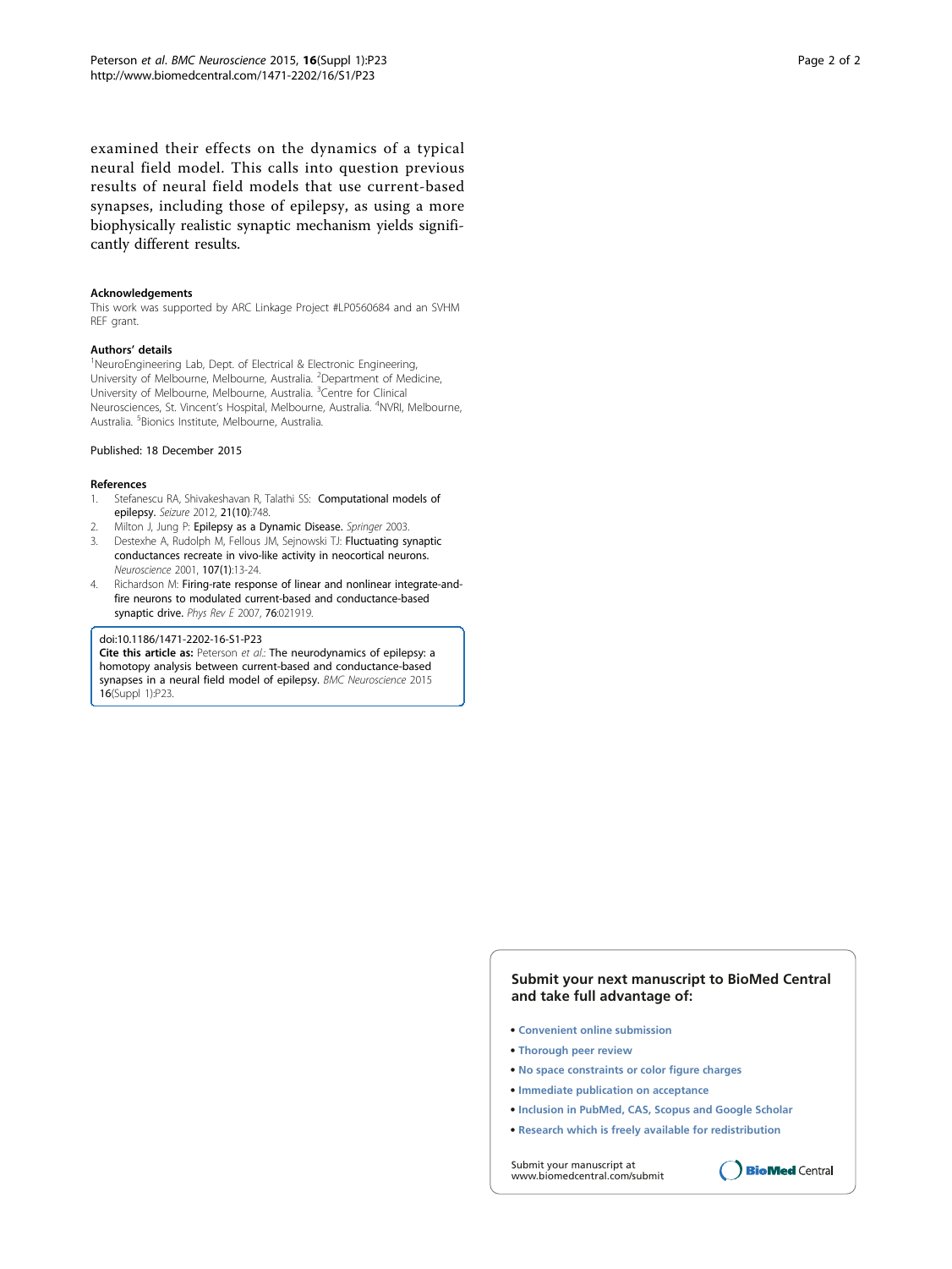examined their effects on the dynamics of a typical neural field model. This calls into question previous results of neural field models that use current-based synapses, including those of epilepsy, as using a more biophysically realistic synaptic mechanism yields significantly different results.

#### Acknowledgements

This work was supported by ARC Linkage Project #LP0560684 and an SVHM REF grant.

#### Authors' details

[1]NeuroEngineering Lab, Dept. of Electrical & Electronic Engineering, University of Melbourne, Melbourne, Australia. [2]Department of Medicine, University of Melbourne, Melbourne, Australia. [3]Centre for Clinical Neurosciences, St. Vincent's Hospital, Melbourne, Australia. [4]NVRI, Melbourne, Australia. [5]Bionics Institute, Melbourne, Australia.

Published: 18 December 2015

#### References

1. Stefanescu RA, Shivakeshavan R, Talathi SS: **Computational models of epilepsy.** *Seizure* 2012, **21(10)**:748.
2. Milton J, Jung P: **Epilepsy as a Dynamic Disease.** *Springer* 2003.
3. Destexhe A, Rudolph M, Fellous JM, Sejnowski TJ: **Fluctuating synaptic conductances recreate in vivo-like activity in neocortical neurons.** *Neuroscience* 2001, **107(1)**:13-24.
4. Richardson M: **Firing-rate response of linear and nonlinear integrate-and-fire neurons to modulated current-based and conductance-based synaptic drive.** *Phys Rev E* 2007, **76**:021919.

doi:10.1186/1471-2202-16-S1-P23

**Cite this article as:** Peterson *et al.*: The neurodynamics of epilepsy: a homotopy analysis between current-based and conductance-based synapses in a neural field model of epilepsy. *BMC Neuroscience* 2015 **16**(Suppl 1):P23.